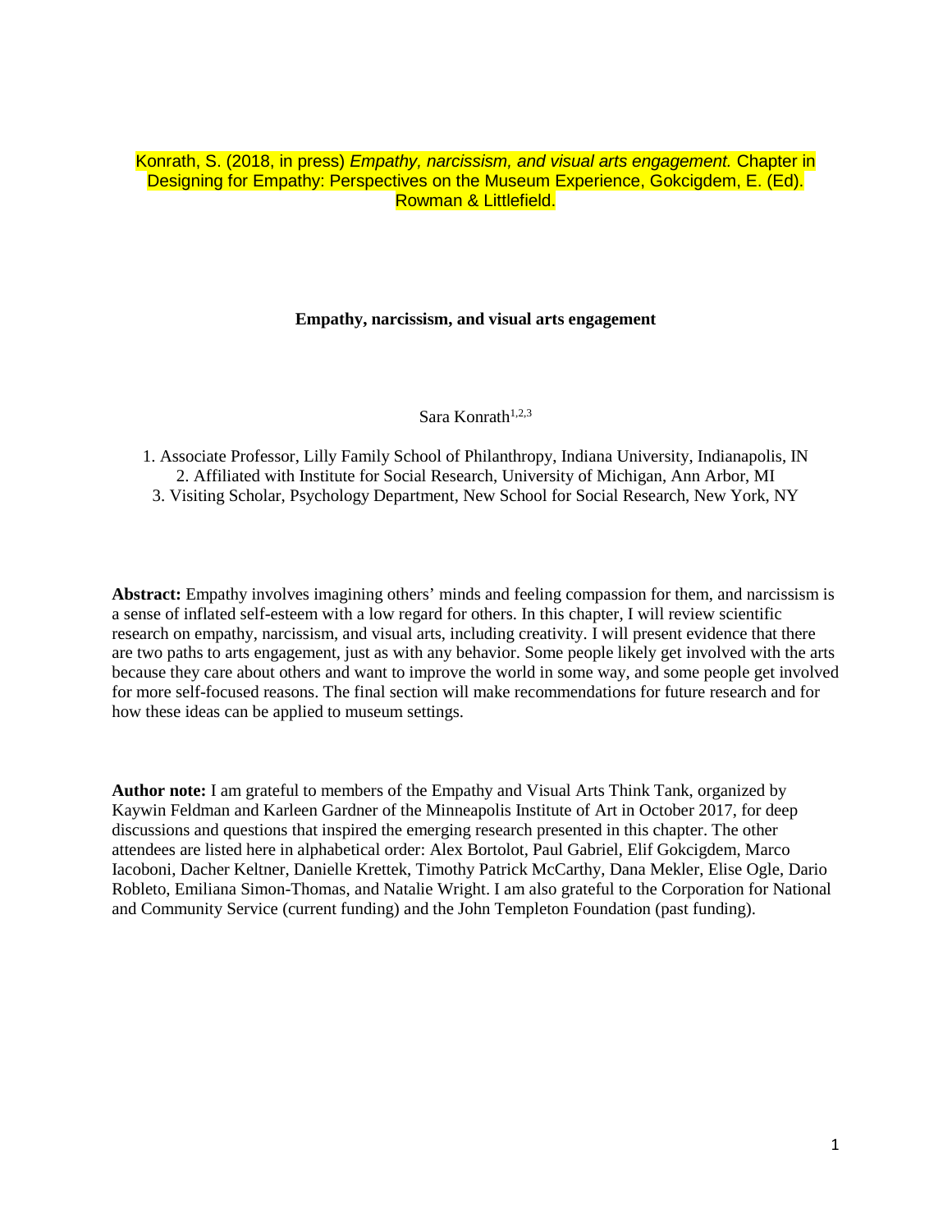Konrath, S. (2018, in press) *Empathy, narcissism, and visual arts engagement.* Chapter in Designing for Empathy: Perspectives on the Museum Experience, Gokcigdem, E. (Ed). Rowman & Littlefield.

# Empathy, narcissism, and visual arts engagement

Sara Konrath[1,2,3]

1. Associate Professor, Lilly Family School of Philanthropy, Indiana University, Indianapolis, IN
2. Affiliated with Institute for Social Research, University of Michigan, Ann Arbor, MI
3. Visiting Scholar, Psychology Department, New School for Social Research, New York, NY

**Abstract:** Empathy involves imagining others' minds and feeling compassion for them, and narcissism is a sense of inflated self-esteem with a low regard for others. In this chapter, I will review scientific research on empathy, narcissism, and visual arts, including creativity. I will present evidence that there are two paths to arts engagement, just as with any behavior. Some people likely get involved with the arts because they care about others and want to improve the world in some way, and some people get involved for more self-focused reasons. The final section will make recommendations for future research and for how these ideas can be applied to museum settings.

**Author note:** I am grateful to members of the Empathy and Visual Arts Think Tank, organized by Kaywin Feldman and Karleen Gardner of the Minneapolis Institute of Art in October 2017, for deep discussions and questions that inspired the emerging research presented in this chapter. The other attendees are listed here in alphabetical order: Alex Bortolot, Paul Gabriel, Elif Gokcigdem, Marco Iacoboni, Dacher Keltner, Danielle Krettek, Timothy Patrick McCarthy, Dana Mekler, Elise Ogle, Dario Robleto, Emiliana Simon-Thomas, and Natalie Wright. I am also grateful to the Corporation for National and Community Service (current funding) and the John Templeton Foundation (past funding).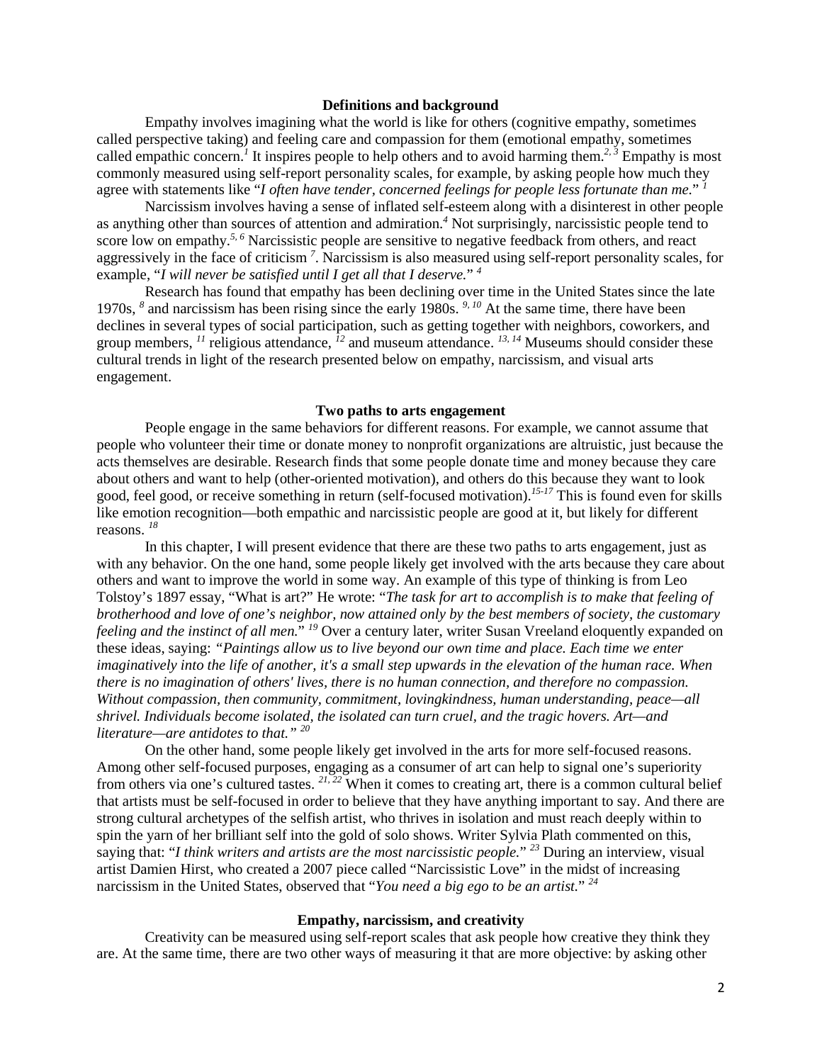## Definitions and background

Empathy involves imagining what the world is like for others (cognitive empathy, sometimes called perspective taking) and feeling care and compassion for them (emotional empathy, sometimes called empathic concern.[1] It inspires people to help others and to avoid harming them.[2, 3] Empathy is most commonly measured using self-report personality scales, for example, by asking people how much they agree with statements like "*I often have tender, concerned feelings for people less fortunate than me.*" [1]

Narcissism involves having a sense of inflated self-esteem along with a disinterest in other people as anything other than sources of attention and admiration.[4] Not surprisingly, narcissistic people tend to score low on empathy.[5, 6] Narcissistic people are sensitive to negative feedback from others, and react aggressively in the face of criticism [7]. Narcissism is also measured using self-report personality scales, for example, "*I will never be satisfied until I get all that I deserve.*" [4]

Research has found that empathy has been declining over time in the United States since the late 1970s, [8] and narcissism has been rising since the early 1980s. [9, 10] At the same time, there have been declines in several types of social participation, such as getting together with neighbors, coworkers, and group members, [11] religious attendance, [12] and museum attendance. [13, 14] Museums should consider these cultural trends in light of the research presented below on empathy, narcissism, and visual arts engagement.

## Two paths to arts engagement

People engage in the same behaviors for different reasons. For example, we cannot assume that people who volunteer their time or donate money to nonprofit organizations are altruistic, just because the acts themselves are desirable. Research finds that some people donate time and money because they care about others and want to help (other-oriented motivation), and others do this because they want to look good, feel good, or receive something in return (self-focused motivation).[15-17] This is found even for skills like emotion recognition—both empathic and narcissistic people are good at it, but likely for different reasons. [18]

In this chapter, I will present evidence that there are these two paths to arts engagement, just as with any behavior. On the one hand, some people likely get involved with the arts because they care about others and want to improve the world in some way. An example of this type of thinking is from Leo Tolstoy's 1897 essay, "What is art?" He wrote: "*The task for art to accomplish is to make that feeling of brotherhood and love of one's neighbor, now attained only by the best members of society, the customary feeling and the instinct of all men.*" [19] Over a century later, writer Susan Vreeland eloquently expanded on these ideas, saying: *"Paintings allow us to live beyond our own time and place. Each time we enter imaginatively into the life of another, it's a small step upwards in the elevation of the human race. When there is no imagination of others' lives, there is no human connection, and therefore no compassion. Without compassion, then community, commitment, lovingkindness, human understanding, peace—all shrivel. Individuals become isolated, the isolated can turn cruel, and the tragic hovers. Art—and literature—are antidotes to that."* [20]

On the other hand, some people likely get involved in the arts for more self-focused reasons. Among other self-focused purposes, engaging as a consumer of art can help to signal one's superiority from others via one's cultured tastes. [21, 22] When it comes to creating art, there is a common cultural belief that artists must be self-focused in order to believe that they have anything important to say. And there are strong cultural archetypes of the selfish artist, who thrives in isolation and must reach deeply within to spin the yarn of her brilliant self into the gold of solo shows. Writer Sylvia Plath commented on this, saying that: "*I think writers and artists are the most narcissistic people.*" [23] During an interview, visual artist Damien Hirst, who created a 2007 piece called "Narcissistic Love" in the midst of increasing narcissism in the United States, observed that "*You need a big ego to be an artist.*" [24]

## Empathy, narcissism, and creativity

Creativity can be measured using self-report scales that ask people how creative they think they are. At the same time, there are two other ways of measuring it that are more objective: by asking other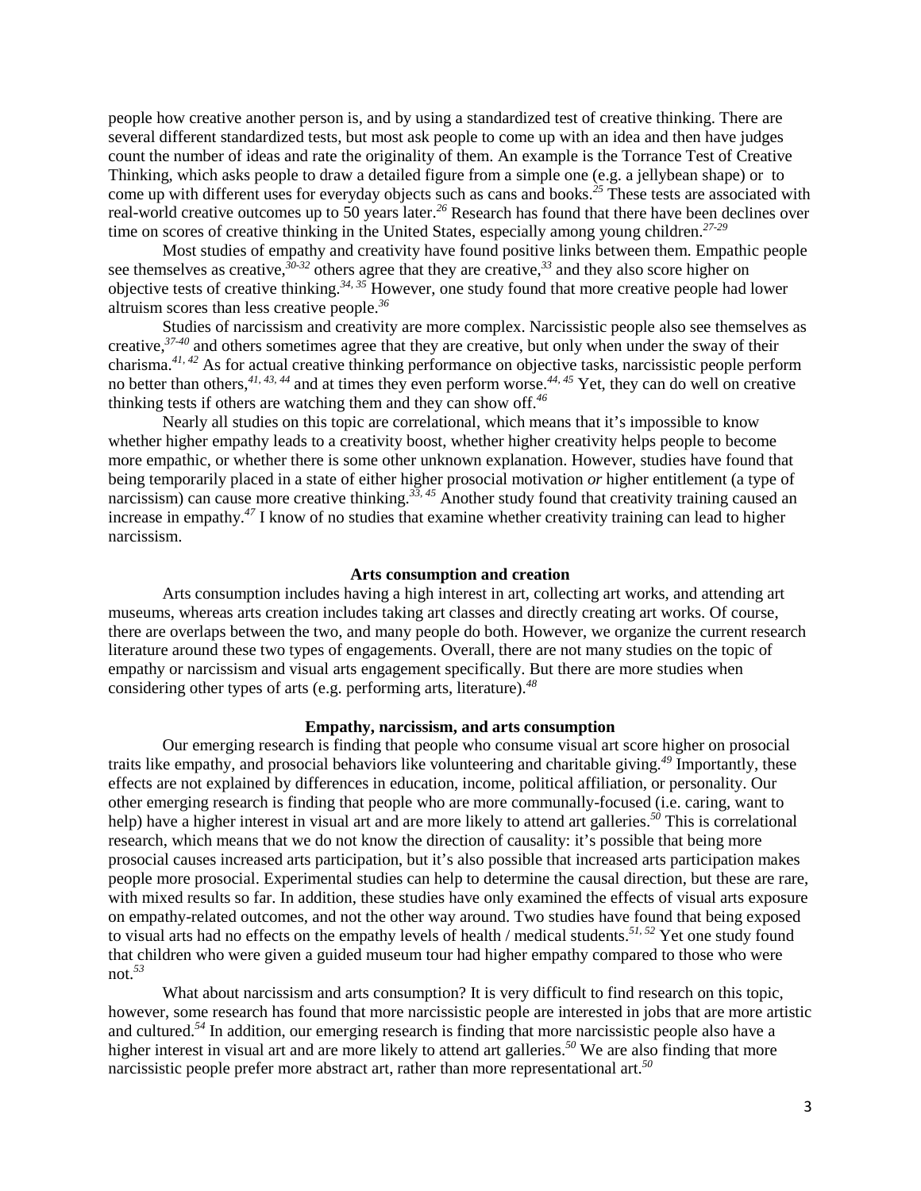people how creative another person is, and by using a standardized test of creative thinking. There are several different standardized tests, but most ask people to come up with an idea and then have judges count the number of ideas and rate the originality of them. An example is the Torrance Test of Creative Thinking, which asks people to draw a detailed figure from a simple one (e.g. a jellybean shape) or to come up with different uses for everyday objects such as cans and books.[25] These tests are associated with real-world creative outcomes up to 50 years later.[26] Research has found that there have been declines over time on scores of creative thinking in the United States, especially among young children.[27-29]

Most studies of empathy and creativity have found positive links between them. Empathic people see themselves as creative,[30-32] others agree that they are creative,[33] and they also score higher on objective tests of creative thinking.[34, 35] However, one study found that more creative people had lower altruism scores than less creative people.[36]

Studies of narcissism and creativity are more complex. Narcissistic people also see themselves as creative,[37-40] and others sometimes agree that they are creative, but only when under the sway of their charisma.[41, 42] As for actual creative thinking performance on objective tasks, narcissistic people perform no better than others,[41, 43, 44] and at times they even perform worse.[44, 45] Yet, they can do well on creative thinking tests if others are watching them and they can show off.[46]

Nearly all studies on this topic are correlational, which means that it's impossible to know whether higher empathy leads to a creativity boost, whether higher creativity helps people to become more empathic, or whether there is some other unknown explanation. However, studies have found that being temporarily placed in a state of either higher prosocial motivation *or* higher entitlement (a type of narcissism) can cause more creative thinking.[33, 45] Another study found that creativity training caused an increase in empathy.[47] I know of no studies that examine whether creativity training can lead to higher narcissism.

## Arts consumption and creation

Arts consumption includes having a high interest in art, collecting art works, and attending art museums, whereas arts creation includes taking art classes and directly creating art works. Of course, there are overlaps between the two, and many people do both. However, we organize the current research literature around these two types of engagements. Overall, there are not many studies on the topic of empathy or narcissism and visual arts engagement specifically. But there are more studies when considering other types of arts (e.g. performing arts, literature).[48]

### Empathy, narcissism, and arts consumption

Our emerging research is finding that people who consume visual art score higher on prosocial traits like empathy, and prosocial behaviors like volunteering and charitable giving.[49] Importantly, these effects are not explained by differences in education, income, political affiliation, or personality. Our other emerging research is finding that people who are more communally-focused (i.e. caring, want to help) have a higher interest in visual art and are more likely to attend art galleries.[50] This is correlational research, which means that we do not know the direction of causality: it's possible that being more prosocial causes increased arts participation, but it's also possible that increased arts participation makes people more prosocial. Experimental studies can help to determine the causal direction, but these are rare, with mixed results so far. In addition, these studies have only examined the effects of visual arts exposure on empathy-related outcomes, and not the other way around. Two studies have found that being exposed to visual arts had no effects on the empathy levels of health / medical students.[51, 52] Yet one study found that children who were given a guided museum tour had higher empathy compared to those who were not.[53]

What about narcissism and arts consumption? It is very difficult to find research on this topic, however, some research has found that more narcissistic people are interested in jobs that are more artistic and cultured.[54] In addition, our emerging research is finding that more narcissistic people also have a higher interest in visual art and are more likely to attend art galleries.[50] We are also finding that more narcissistic people prefer more abstract art, rather than more representational art.[50]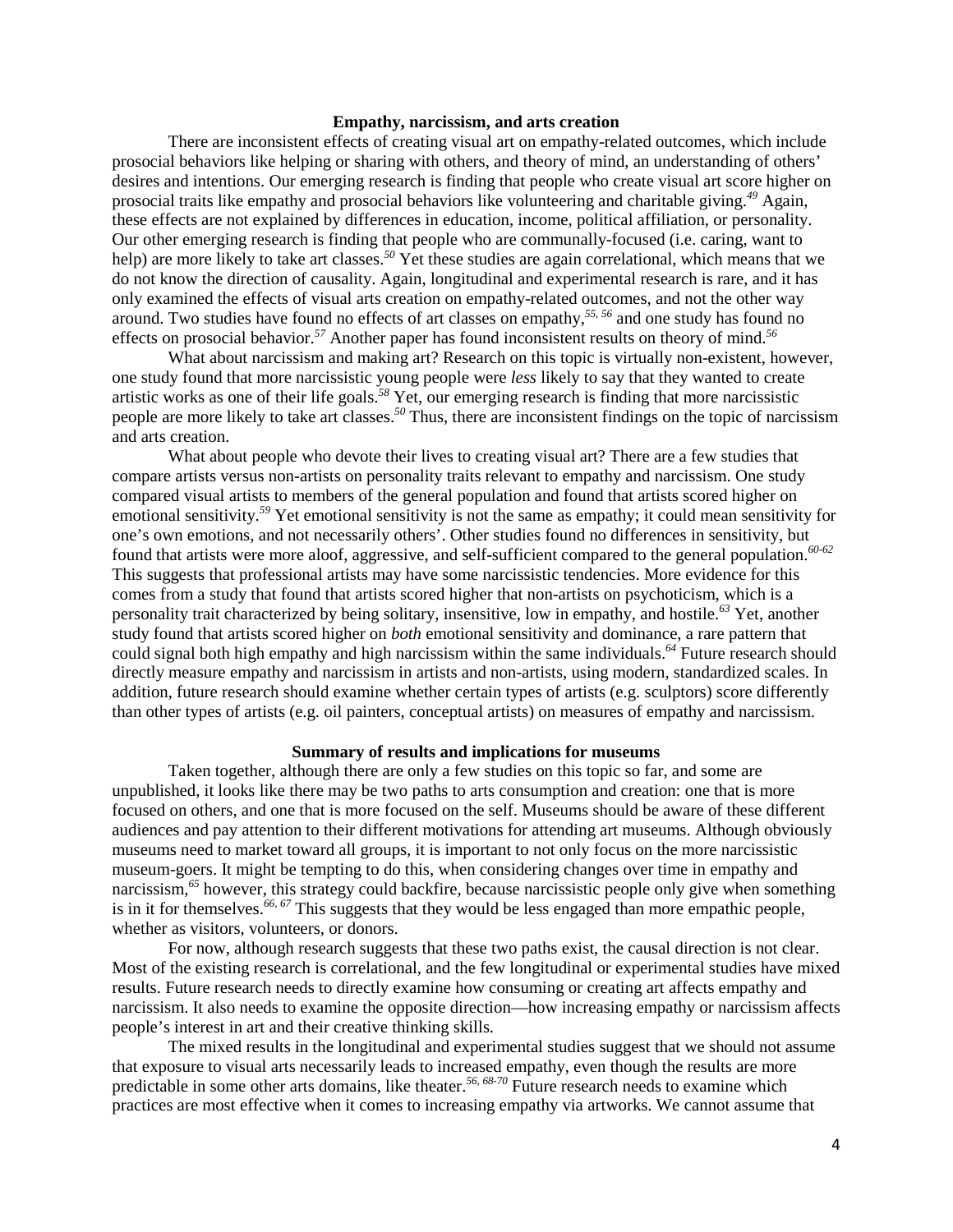## Empathy, narcissism, and arts creation

There are inconsistent effects of creating visual art on empathy-related outcomes, which include prosocial behaviors like helping or sharing with others, and theory of mind, an understanding of others' desires and intentions. Our emerging research is finding that people who create visual art score higher on prosocial traits like empathy and prosocial behaviors like volunteering and charitable giving.[49] Again, these effects are not explained by differences in education, income, political affiliation, or personality. Our other emerging research is finding that people who are communally-focused (i.e. caring, want to help) are more likely to take art classes.[50] Yet these studies are again correlational, which means that we do not know the direction of causality. Again, longitudinal and experimental research is rare, and it has only examined the effects of visual arts creation on empathy-related outcomes, and not the other way around. Two studies have found no effects of art classes on empathy,[55, 56] and one study has found no effects on prosocial behavior.[57] Another paper has found inconsistent results on theory of mind.[56]

What about narcissism and making art? Research on this topic is virtually non-existent, however, one study found that more narcissistic young people were *less* likely to say that they wanted to create artistic works as one of their life goals.[58] Yet, our emerging research is finding that more narcissistic people are more likely to take art classes.[50] Thus, there are inconsistent findings on the topic of narcissism and arts creation.

What about people who devote their lives to creating visual art? There are a few studies that compare artists versus non-artists on personality traits relevant to empathy and narcissism. One study compared visual artists to members of the general population and found that artists scored higher on emotional sensitivity.[59] Yet emotional sensitivity is not the same as empathy; it could mean sensitivity for one's own emotions, and not necessarily others'. Other studies found no differences in sensitivity, but found that artists were more aloof, aggressive, and self-sufficient compared to the general population.[60-62] This suggests that professional artists may have some narcissistic tendencies. More evidence for this comes from a study that found that artists scored higher that non-artists on psychoticism, which is a personality trait characterized by being solitary, insensitive, low in empathy, and hostile.[63] Yet, another study found that artists scored higher on *both* emotional sensitivity and dominance, a rare pattern that could signal both high empathy and high narcissism within the same individuals.[64] Future research should directly measure empathy and narcissism in artists and non-artists, using modern, standardized scales. In addition, future research should examine whether certain types of artists (e.g. sculptors) score differently than other types of artists (e.g. oil painters, conceptual artists) on measures of empathy and narcissism.

## Summary of results and implications for museums

Taken together, although there are only a few studies on this topic so far, and some are unpublished, it looks like there may be two paths to arts consumption and creation: one that is more focused on others, and one that is more focused on the self. Museums should be aware of these different audiences and pay attention to their different motivations for attending art museums. Although obviously museums need to market toward all groups, it is important to not only focus on the more narcissistic museum-goers. It might be tempting to do this, when considering changes over time in empathy and narcissism,[65] however, this strategy could backfire, because narcissistic people only give when something is in it for themselves.[66, 67] This suggests that they would be less engaged than more empathic people, whether as visitors, volunteers, or donors.

For now, although research suggests that these two paths exist, the causal direction is not clear. Most of the existing research is correlational, and the few longitudinal or experimental studies have mixed results. Future research needs to directly examine how consuming or creating art affects empathy and narcissism. It also needs to examine the opposite direction—how increasing empathy or narcissism affects people's interest in art and their creative thinking skills.

The mixed results in the longitudinal and experimental studies suggest that we should not assume that exposure to visual arts necessarily leads to increased empathy, even though the results are more predictable in some other arts domains, like theater.[56, 68-70] Future research needs to examine which practices are most effective when it comes to increasing empathy via artworks. We cannot assume that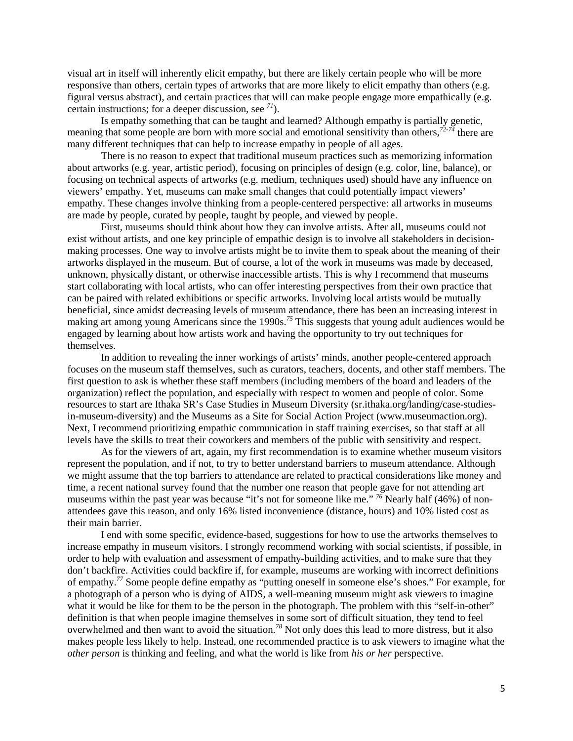visual art in itself will inherently elicit empathy, but there are likely certain people who will be more responsive than others, certain types of artworks that are more likely to elicit empathy than others (e.g. figural versus abstract), and certain practices that will can make people engage more empathically (e.g. certain instructions; for a deeper discussion, see [71]).

Is empathy something that can be taught and learned? Although empathy is partially genetic, meaning that some people are born with more social and emotional sensitivity than others,[72-74] there are many different techniques that can help to increase empathy in people of all ages.

There is no reason to expect that traditional museum practices such as memorizing information about artworks (e.g. year, artistic period), focusing on principles of design (e.g. color, line, balance), or focusing on technical aspects of artworks (e.g. medium, techniques used) should have any influence on viewers' empathy. Yet, museums can make small changes that could potentially impact viewers' empathy. These changes involve thinking from a people-centered perspective: all artworks in museums are made by people, curated by people, taught by people, and viewed by people.

First, museums should think about how they can involve artists. After all, museums could not exist without artists, and one key principle of empathic design is to involve all stakeholders in decision-making processes. One way to involve artists might be to invite them to speak about the meaning of their artworks displayed in the museum. But of course, a lot of the work in museums was made by deceased, unknown, physically distant, or otherwise inaccessible artists. This is why I recommend that museums start collaborating with local artists, who can offer interesting perspectives from their own practice that can be paired with related exhibitions or specific artworks. Involving local artists would be mutually beneficial, since amidst decreasing levels of museum attendance, there has been an increasing interest in making art among young Americans since the 1990s.[75] This suggests that young adult audiences would be engaged by learning about how artists work and having the opportunity to try out techniques for themselves.

In addition to revealing the inner workings of artists' minds, another people-centered approach focuses on the museum staff themselves, such as curators, teachers, docents, and other staff members. The first question to ask is whether these staff members (including members of the board and leaders of the organization) reflect the population, and especially with respect to women and people of color. Some resources to start are Ithaka SR's Case Studies in Museum Diversity (sr.ithaka.org/landing/case-studies-in-museum-diversity) and the Museums as a Site for Social Action Project (www.museumaction.org). Next, I recommend prioritizing empathic communication in staff training exercises, so that staff at all levels have the skills to treat their coworkers and members of the public with sensitivity and respect.

As for the viewers of art, again, my first recommendation is to examine whether museum visitors represent the population, and if not, to try to better understand barriers to museum attendance. Although we might assume that the top barriers to attendance are related to practical considerations like money and time, a recent national survey found that the number one reason that people gave for not attending art museums within the past year was because "it's not for someone like me." [76] Nearly half (46%) of non-attendees gave this reason, and only 16% listed inconvenience (distance, hours) and 10% listed cost as their main barrier.

I end with some specific, evidence-based, suggestions for how to use the artworks themselves to increase empathy in museum visitors. I strongly recommend working with social scientists, if possible, in order to help with evaluation and assessment of empathy-building activities, and to make sure that they don't backfire. Activities could backfire if, for example, museums are working with incorrect definitions of empathy.[77] Some people define empathy as "putting oneself in someone else's shoes." For example, for a photograph of a person who is dying of AIDS, a well-meaning museum might ask viewers to imagine what it would be like for them to be the person in the photograph. The problem with this "self-in-other" definition is that when people imagine themselves in some sort of difficult situation, they tend to feel overwhelmed and then want to avoid the situation.[78] Not only does this lead to more distress, but it also makes people less likely to help. Instead, one recommended practice is to ask viewers to imagine what the *other person* is thinking and feeling, and what the world is like from *his or her* perspective.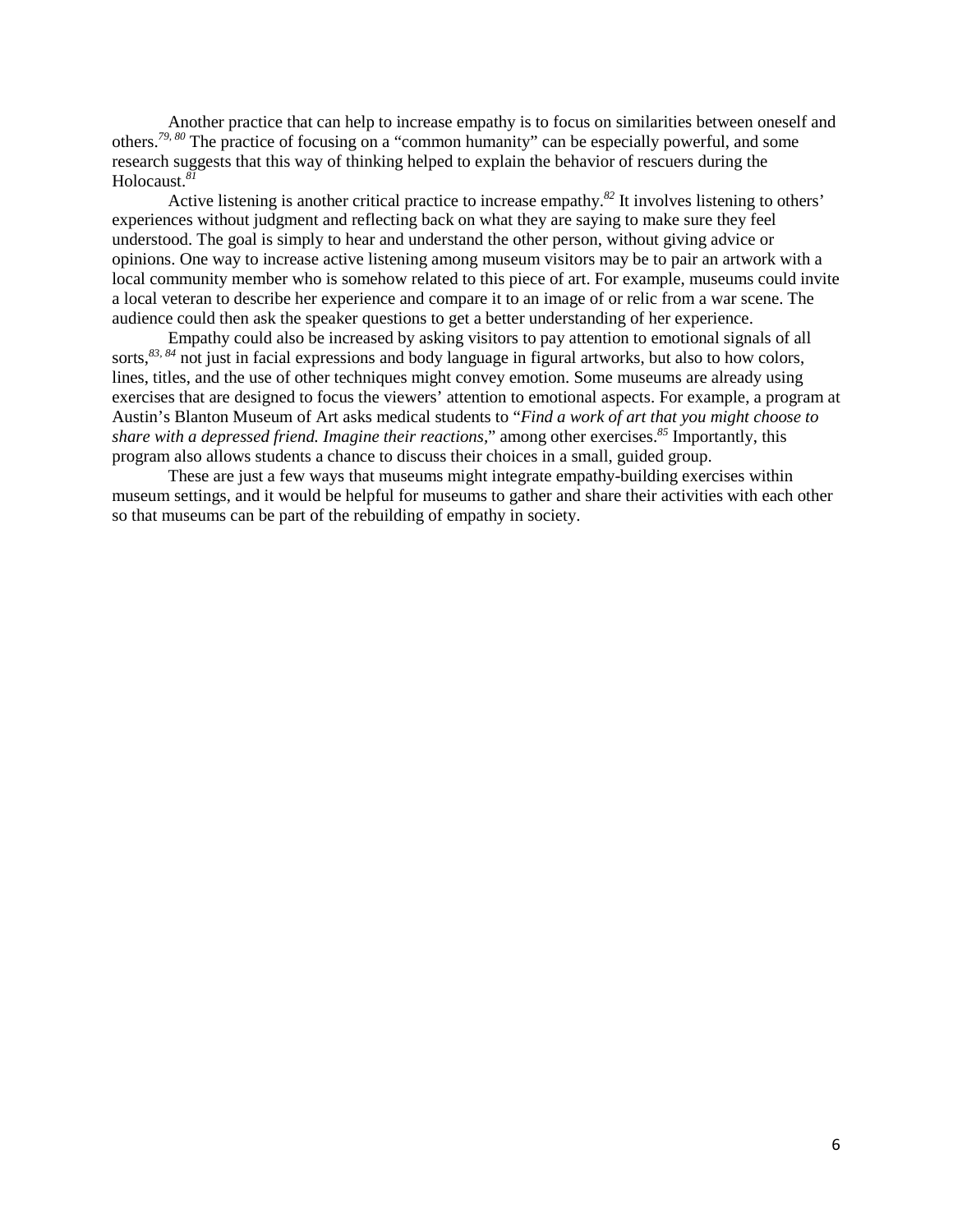Another practice that can help to increase empathy is to focus on similarities between oneself and others.[79, 80] The practice of focusing on a "common humanity" can be especially powerful, and some research suggests that this way of thinking helped to explain the behavior of rescuers during the Holocaust.[81]

Active listening is another critical practice to increase empathy.[82] It involves listening to others' experiences without judgment and reflecting back on what they are saying to make sure they feel understood. The goal is simply to hear and understand the other person, without giving advice or opinions. One way to increase active listening among museum visitors may be to pair an artwork with a local community member who is somehow related to this piece of art. For example, museums could invite a local veteran to describe her experience and compare it to an image of or relic from a war scene. The audience could then ask the speaker questions to get a better understanding of her experience.

Empathy could also be increased by asking visitors to pay attention to emotional signals of all sorts,[83, 84] not just in facial expressions and body language in figural artworks, but also to how colors, lines, titles, and the use of other techniques might convey emotion. Some museums are already using exercises that are designed to focus the viewers' attention to emotional aspects. For example, a program at Austin's Blanton Museum of Art asks medical students to "*Find a work of art that you might choose to share with a depressed friend. Imagine their reactions*," among other exercises.[85] Importantly, this program also allows students a chance to discuss their choices in a small, guided group.

These are just a few ways that museums might integrate empathy-building exercises within museum settings, and it would be helpful for museums to gather and share their activities with each other so that museums can be part of the rebuilding of empathy in society.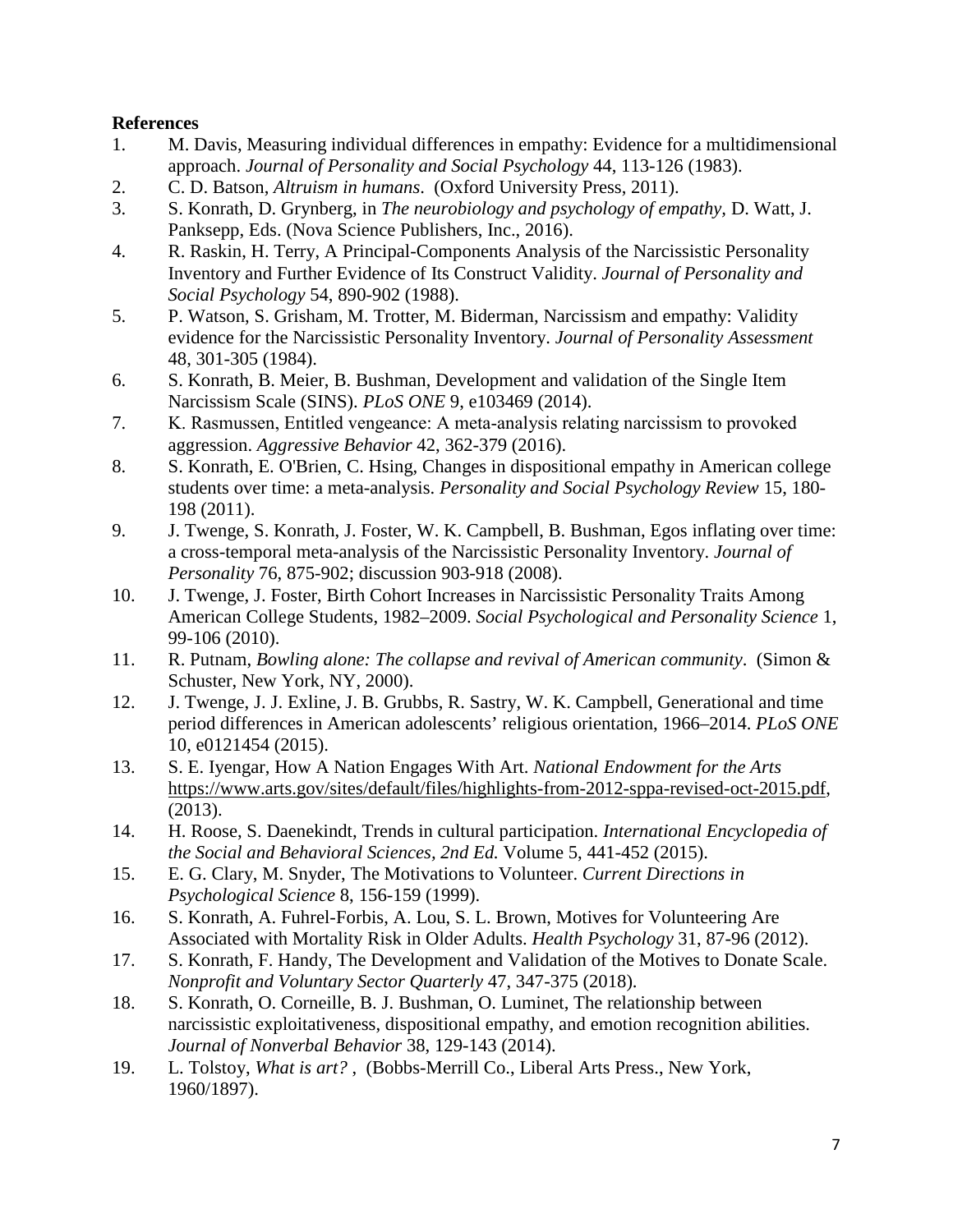**References**

1. M. Davis, Measuring individual differences in empathy: Evidence for a multidimensional approach. *Journal of Personality and Social Psychology* 44, 113-126 (1983).
2. C. D. Batson, *Altruism in humans*. (Oxford University Press, 2011).
3. S. Konrath, D. Grynberg, in *The neurobiology and psychology of empathy*, D. Watt, J. Panksepp, Eds. (Nova Science Publishers, Inc., 2016).
4. R. Raskin, H. Terry, A Principal-Components Analysis of the Narcissistic Personality Inventory and Further Evidence of Its Construct Validity. *Journal of Personality and Social Psychology* 54, 890-902 (1988).
5. P. Watson, S. Grisham, M. Trotter, M. Biderman, Narcissism and empathy: Validity evidence for the Narcissistic Personality Inventory. *Journal of Personality Assessment* 48, 301-305 (1984).
6. S. Konrath, B. Meier, B. Bushman, Development and validation of the Single Item Narcissism Scale (SINS). *PLoS ONE* 9, e103469 (2014).
7. K. Rasmussen, Entitled vengeance: A meta-analysis relating narcissism to provoked aggression. *Aggressive Behavior* 42, 362-379 (2016).
8. S. Konrath, E. O'Brien, C. Hsing, Changes in dispositional empathy in American college students over time: a meta-analysis. *Personality and Social Psychology Review* 15, 180-198 (2011).
9. J. Twenge, S. Konrath, J. Foster, W. K. Campbell, B. Bushman, Egos inflating over time: a cross-temporal meta-analysis of the Narcissistic Personality Inventory. *Journal of Personality* 76, 875-902; discussion 903-918 (2008).
10. J. Twenge, J. Foster, Birth Cohort Increases in Narcissistic Personality Traits Among American College Students, 1982–2009. *Social Psychological and Personality Science* 1, 99-106 (2010).
11. R. Putnam, *Bowling alone: The collapse and revival of American community*. (Simon & Schuster, New York, NY, 2000).
12. J. Twenge, J. J. Exline, J. B. Grubbs, R. Sastry, W. K. Campbell, Generational and time period differences in American adolescents' religious orientation, 1966–2014. *PLoS ONE* 10, e0121454 (2015).
13. S. E. Iyengar, How A Nation Engages With Art. *National Endowment for the Arts* https://www.arts.gov/sites/default/files/highlights-from-2012-sppa-revised-oct-2015.pdf, (2013).
14. H. Roose, S. Daenekindt, Trends in cultural participation. *International Encyclopedia of the Social and Behavioral Sciences, 2nd Ed.* Volume 5, 441-452 (2015).
15. E. G. Clary, M. Snyder, The Motivations to Volunteer. *Current Directions in Psychological Science* 8, 156-159 (1999).
16. S. Konrath, A. Fuhrel-Forbis, A. Lou, S. L. Brown, Motives for Volunteering Are Associated with Mortality Risk in Older Adults. *Health Psychology* 31, 87-96 (2012).
17. S. Konrath, F. Handy, The Development and Validation of the Motives to Donate Scale. *Nonprofit and Voluntary Sector Quarterly* 47, 347-375 (2018).
18. S. Konrath, O. Corneille, B. J. Bushman, O. Luminet, The relationship between narcissistic exploitativeness, dispositional empathy, and emotion recognition abilities. *Journal of Nonverbal Behavior* 38, 129-143 (2014).
19. L. Tolstoy, *What is art?* , (Bobbs-Merrill Co., Liberal Arts Press., New York, 1960/1897).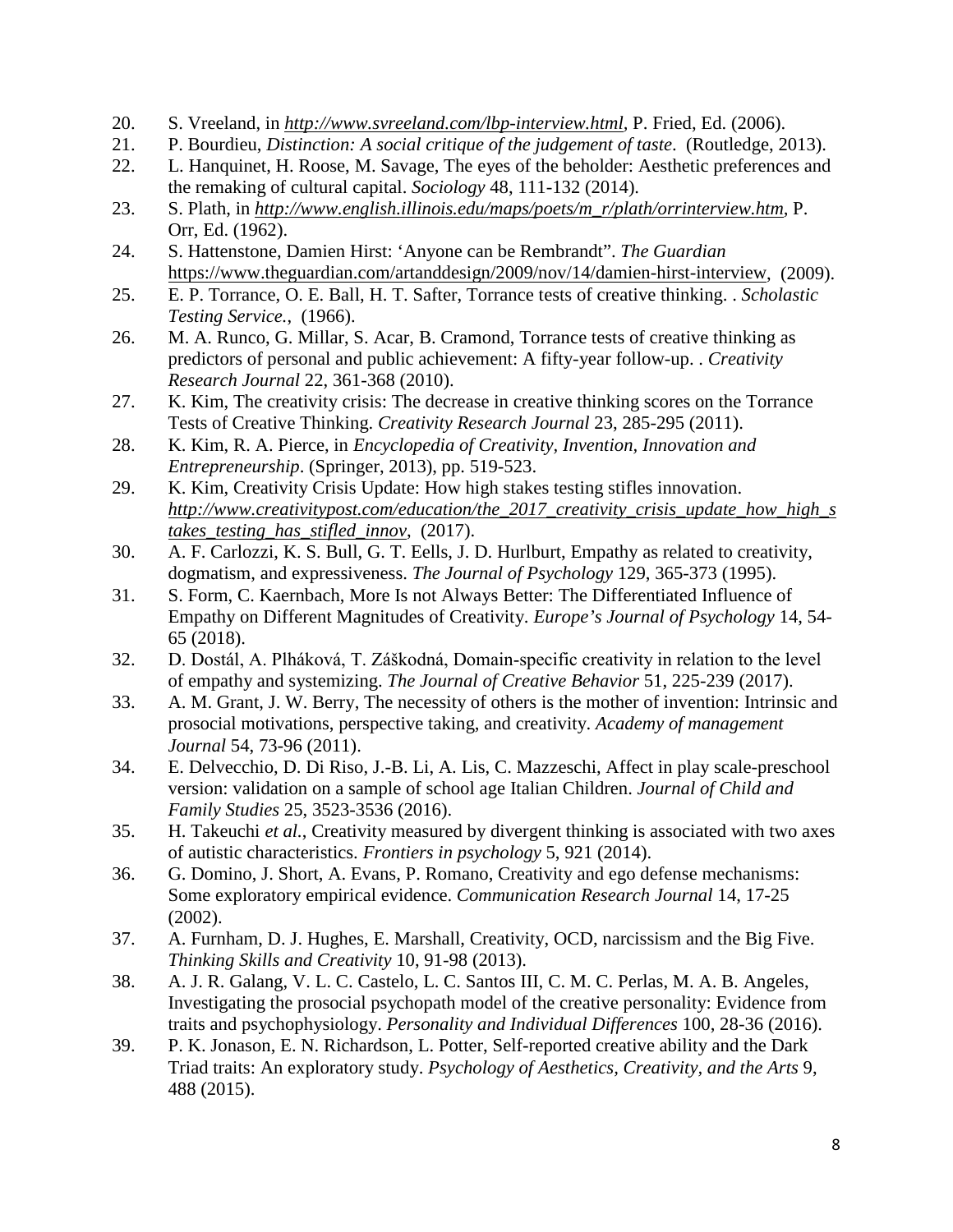20. S. Vreeland, in *http://www.svreeland.com/lbp-interview.html*, P. Fried, Ed. (2006).
21. P. Bourdieu, *Distinction: A social critique of the judgement of taste*. (Routledge, 2013).
22. L. Hanquinet, H. Roose, M. Savage, The eyes of the beholder: Aesthetic preferences and the remaking of cultural capital. *Sociology* 48, 111-132 (2014).
23. S. Plath, in *http://www.english.illinois.edu/maps/poets/m_r/plath/orrinterview.htm*, P. Orr, Ed. (1962).
24. S. Hattenstone, Damien Hirst: 'Anyone can be Rembrandt". *The Guardian* https://www.theguardian.com/artanddesign/2009/nov/14/damien-hirst-interview, (2009).
25. E. P. Torrance, O. E. Ball, H. T. Safter, Torrance tests of creative thinking. . *Scholastic Testing Service.*, (1966).
26. M. A. Runco, G. Millar, S. Acar, B. Cramond, Torrance tests of creative thinking as predictors of personal and public achievement: A fifty-year follow-up. . *Creativity Research Journal* 22, 361-368 (2010).
27. K. Kim, The creativity crisis: The decrease in creative thinking scores on the Torrance Tests of Creative Thinking. *Creativity Research Journal* 23, 285-295 (2011).
28. K. Kim, R. A. Pierce, in *Encyclopedia of Creativity, Invention, Innovation and Entrepreneurship*. (Springer, 2013), pp. 519-523.
29. K. Kim, Creativity Crisis Update: How high stakes testing stifles innovation. *http://www.creativitypost.com/education/the_2017_creativity_crisis_update_how_high_stakes_testing_has_stifled_innov*, (2017).
30. A. F. Carlozzi, K. S. Bull, G. T. Eells, J. D. Hurlburt, Empathy as related to creativity, dogmatism, and expressiveness. *The Journal of Psychology* 129, 365-373 (1995).
31. S. Form, C. Kaernbach, More Is not Always Better: The Differentiated Influence of Empathy on Different Magnitudes of Creativity. *Europe's Journal of Psychology* 14, 54-65 (2018).
32. D. Dostál, A. Plháková, T. Záškodná, Domain-specific creativity in relation to the level of empathy and systemizing. *The Journal of Creative Behavior* 51, 225-239 (2017).
33. A. M. Grant, J. W. Berry, The necessity of others is the mother of invention: Intrinsic and prosocial motivations, perspective taking, and creativity. *Academy of management Journal* 54, 73-96 (2011).
34. E. Delvecchio, D. Di Riso, J.-B. Li, A. Lis, C. Mazzeschi, Affect in play scale-preschool version: validation on a sample of school age Italian Children. *Journal of Child and Family Studies* 25, 3523-3536 (2016).
35. H. Takeuchi *et al.*, Creativity measured by divergent thinking is associated with two axes of autistic characteristics. *Frontiers in psychology* 5, 921 (2014).
36. G. Domino, J. Short, A. Evans, P. Romano, Creativity and ego defense mechanisms: Some exploratory empirical evidence. *Communication Research Journal* 14, 17-25 (2002).
37. A. Furnham, D. J. Hughes, E. Marshall, Creativity, OCD, narcissism and the Big Five. *Thinking Skills and Creativity* 10, 91-98 (2013).
38. A. J. R. Galang, V. L. C. Castelo, L. C. Santos III, C. M. C. Perlas, M. A. B. Angeles, Investigating the prosocial psychopath model of the creative personality: Evidence from traits and psychophysiology. *Personality and Individual Differences* 100, 28-36 (2016).
39. P. K. Jonason, E. N. Richardson, L. Potter, Self-reported creative ability and the Dark Triad traits: An exploratory study. *Psychology of Aesthetics, Creativity, and the Arts* 9, 488 (2015).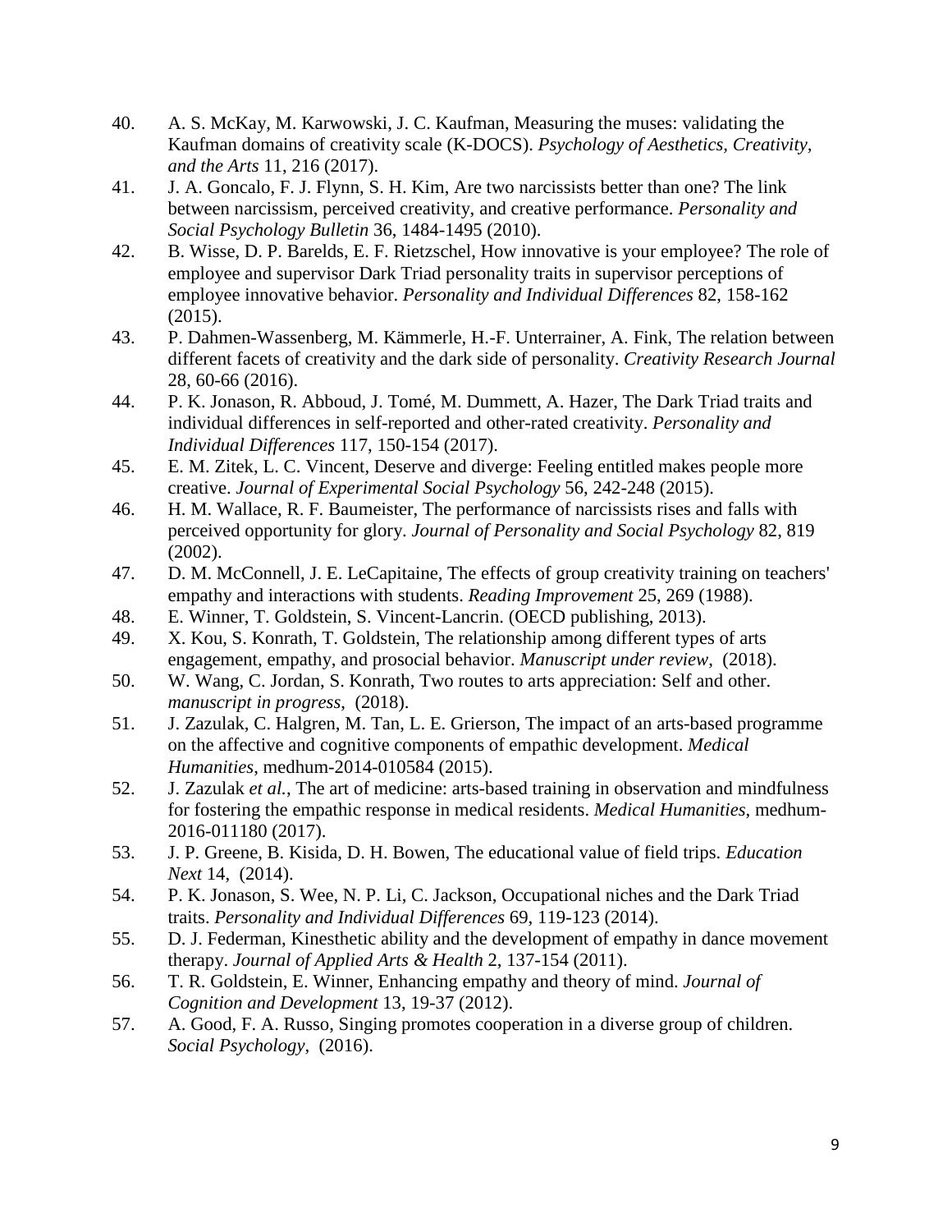40. A. S. McKay, M. Karwowski, J. C. Kaufman, Measuring the muses: validating the Kaufman domains of creativity scale (K-DOCS). *Psychology of Aesthetics, Creativity, and the Arts* 11, 216 (2017).
41. J. A. Goncalo, F. J. Flynn, S. H. Kim, Are two narcissists better than one? The link between narcissism, perceived creativity, and creative performance. *Personality and Social Psychology Bulletin* 36, 1484-1495 (2010).
42. B. Wisse, D. P. Barelds, E. F. Rietzschel, How innovative is your employee? The role of employee and supervisor Dark Triad personality traits in supervisor perceptions of employee innovative behavior. *Personality and Individual Differences* 82, 158-162 (2015).
43. P. Dahmen-Wassenberg, M. Kämmerle, H.-F. Unterrainer, A. Fink, The relation between different facets of creativity and the dark side of personality. *Creativity Research Journal* 28, 60-66 (2016).
44. P. K. Jonason, R. Abboud, J. Tomé, M. Dummett, A. Hazer, The Dark Triad traits and individual differences in self-reported and other-rated creativity. *Personality and Individual Differences* 117, 150-154 (2017).
45. E. M. Zitek, L. C. Vincent, Deserve and diverge: Feeling entitled makes people more creative. *Journal of Experimental Social Psychology* 56, 242-248 (2015).
46. H. M. Wallace, R. F. Baumeister, The performance of narcissists rises and falls with perceived opportunity for glory. *Journal of Personality and Social Psychology* 82, 819 (2002).
47. D. M. McConnell, J. E. LeCapitaine, The effects of group creativity training on teachers' empathy and interactions with students. *Reading Improvement* 25, 269 (1988).
48. E. Winner, T. Goldstein, S. Vincent-Lancrin. (OECD publishing, 2013).
49. X. Kou, S. Konrath, T. Goldstein, The relationship among different types of arts engagement, empathy, and prosocial behavior. *Manuscript under review*, (2018).
50. W. Wang, C. Jordan, S. Konrath, Two routes to arts appreciation: Self and other. *manuscript in progress*, (2018).
51. J. Zazulak, C. Halgren, M. Tan, L. E. Grierson, The impact of an arts-based programme on the affective and cognitive components of empathic development. *Medical Humanities*, medhum-2014-010584 (2015).
52. J. Zazulak *et al.*, The art of medicine: arts-based training in observation and mindfulness for fostering the empathic response in medical residents. *Medical Humanities*, medhum-2016-011180 (2017).
53. J. P. Greene, B. Kisida, D. H. Bowen, The educational value of field trips. *Education Next* 14, (2014).
54. P. K. Jonason, S. Wee, N. P. Li, C. Jackson, Occupational niches and the Dark Triad traits. *Personality and Individual Differences* 69, 119-123 (2014).
55. D. J. Federman, Kinesthetic ability and the development of empathy in dance movement therapy. *Journal of Applied Arts & Health* 2, 137-154 (2011).
56. T. R. Goldstein, E. Winner, Enhancing empathy and theory of mind. *Journal of Cognition and Development* 13, 19-37 (2012).
57. A. Good, F. A. Russo, Singing promotes cooperation in a diverse group of children. *Social Psychology*, (2016).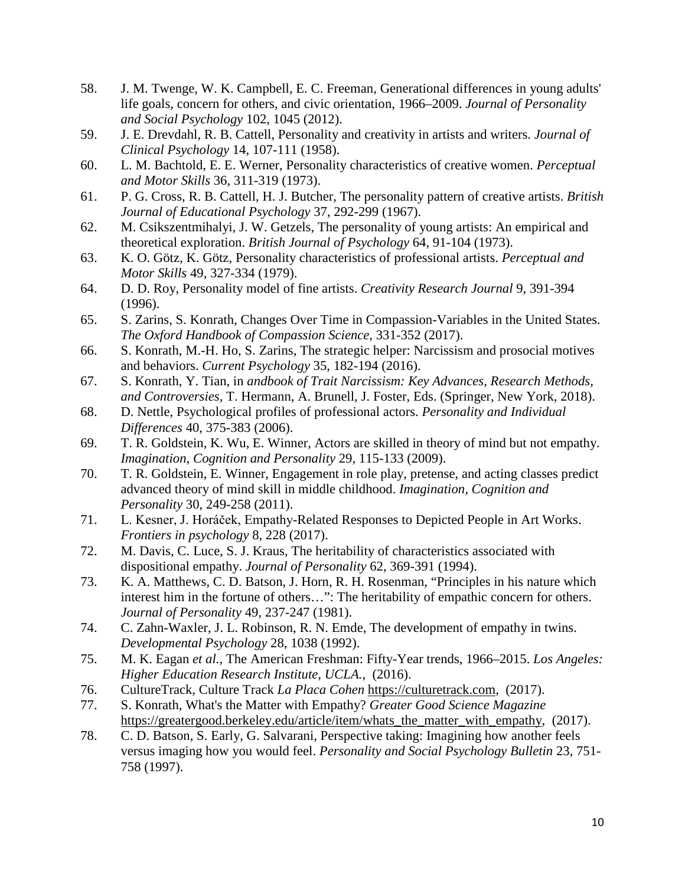58. J. M. Twenge, W. K. Campbell, E. C. Freeman, Generational differences in young adults' life goals, concern for others, and civic orientation, 1966–2009. *Journal of Personality and Social Psychology* 102, 1045 (2012).
59. J. E. Drevdahl, R. B. Cattell, Personality and creativity in artists and writers. *Journal of Clinical Psychology* 14, 107-111 (1958).
60. L. M. Bachtold, E. E. Werner, Personality characteristics of creative women. *Perceptual and Motor Skills* 36, 311-319 (1973).
61. P. G. Cross, R. B. Cattell, H. J. Butcher, The personality pattern of creative artists. *British Journal of Educational Psychology* 37, 292-299 (1967).
62. M. Csikszentmihalyi, J. W. Getzels, The personality of young artists: An empirical and theoretical exploration. *British Journal of Psychology* 64, 91-104 (1973).
63. K. O. Götz, K. Götz, Personality characteristics of professional artists. *Perceptual and Motor Skills* 49, 327-334 (1979).
64. D. D. Roy, Personality model of fine artists. *Creativity Research Journal* 9, 391-394 (1996).
65. S. Zarins, S. Konrath, Changes Over Time in Compassion-Variables in the United States. *The Oxford Handbook of Compassion Science*, 331-352 (2017).
66. S. Konrath, M.-H. Ho, S. Zarins, The strategic helper: Narcissism and prosocial motives and behaviors. *Current Psychology* 35, 182-194 (2016).
67. S. Konrath, Y. Tian, in *andbook of Trait Narcissism: Key Advances, Research Methods, and Controversies*, T. Hermann, A. Brunell, J. Foster, Eds. (Springer, New York, 2018).
68. D. Nettle, Psychological profiles of professional actors. *Personality and Individual Differences* 40, 375-383 (2006).
69. T. R. Goldstein, K. Wu, E. Winner, Actors are skilled in theory of mind but not empathy. *Imagination, Cognition and Personality* 29, 115-133 (2009).
70. T. R. Goldstein, E. Winner, Engagement in role play, pretense, and acting classes predict advanced theory of mind skill in middle childhood. *Imagination, Cognition and Personality* 30, 249-258 (2011).
71. L. Kesner, J. Horáček, Empathy-Related Responses to Depicted People in Art Works. *Frontiers in psychology* 8, 228 (2017).
72. M. Davis, C. Luce, S. J. Kraus, The heritability of characteristics associated with dispositional empathy. *Journal of Personality* 62, 369-391 (1994).
73. K. A. Matthews, C. D. Batson, J. Horn, R. H. Rosenman, "Principles in his nature which interest him in the fortune of others…": The heritability of empathic concern for others. *Journal of Personality* 49, 237-247 (1981).
74. C. Zahn-Waxler, J. L. Robinson, R. N. Emde, The development of empathy in twins. *Developmental Psychology* 28, 1038 (1992).
75. M. K. Eagan *et al.*, The American Freshman: Fifty-Year trends, 1966–2015. *Los Angeles: Higher Education Research Institute, UCLA.*, (2016).
76. CultureTrack, Culture Track *La Placa Cohen* https://culturetrack.com, (2017).
77. S. Konrath, What's the Matter with Empathy? *Greater Good Science Magazine* https://greatergood.berkeley.edu/article/item/whats_the_matter_with_empathy, (2017).
78. C. D. Batson, S. Early, G. Salvarani, Perspective taking: Imagining how another feels versus imaging how you would feel. *Personality and Social Psychology Bulletin* 23, 751-758 (1997).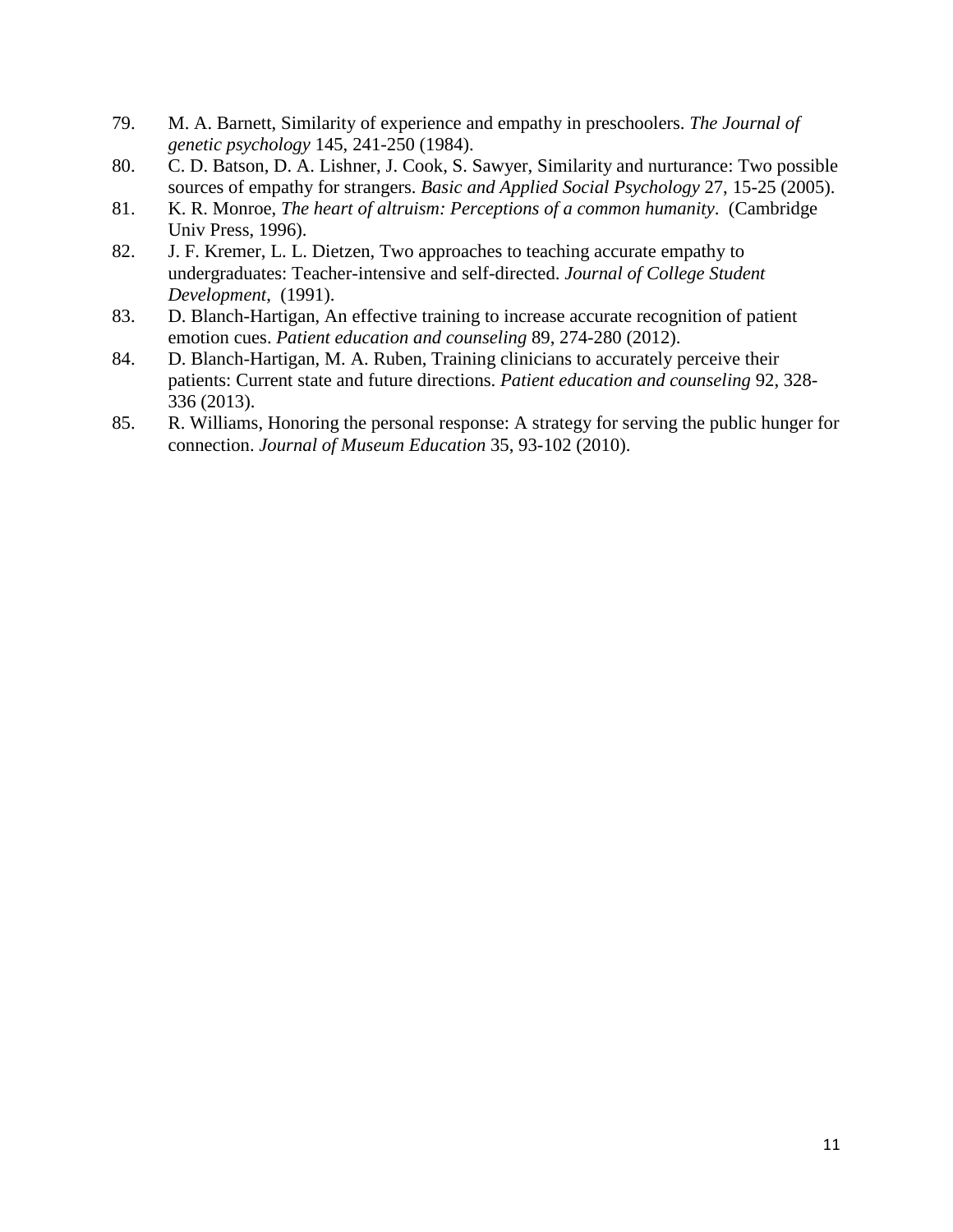79. M. A. Barnett, Similarity of experience and empathy in preschoolers. *The Journal of genetic psychology* 145, 241-250 (1984).
80. C. D. Batson, D. A. Lishner, J. Cook, S. Sawyer, Similarity and nurturance: Two possible sources of empathy for strangers. *Basic and Applied Social Psychology* 27, 15-25 (2005).
81. K. R. Monroe, *The heart of altruism: Perceptions of a common humanity*. (Cambridge Univ Press, 1996).
82. J. F. Kremer, L. L. Dietzen, Two approaches to teaching accurate empathy to undergraduates: Teacher-intensive and self-directed. *Journal of College Student Development*, (1991).
83. D. Blanch-Hartigan, An effective training to increase accurate recognition of patient emotion cues. *Patient education and counseling* 89, 274-280 (2012).
84. D. Blanch-Hartigan, M. A. Ruben, Training clinicians to accurately perceive their patients: Current state and future directions. *Patient education and counseling* 92, 328-336 (2013).
85. R. Williams, Honoring the personal response: A strategy for serving the public hunger for connection. *Journal of Museum Education* 35, 93-102 (2010).